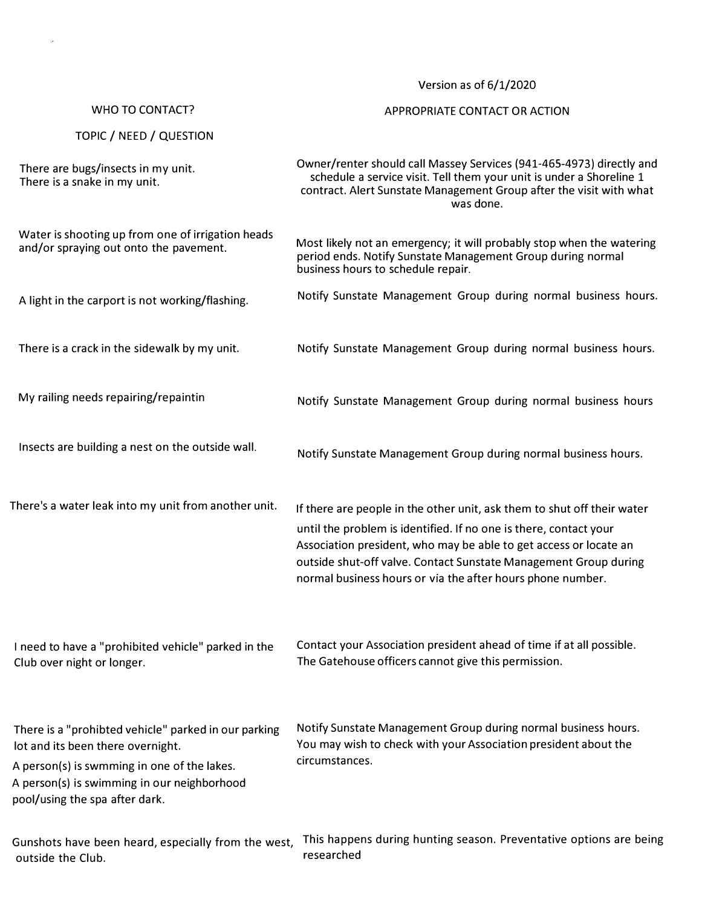Version as of 6/1/2020

| WHO TO CONTACT?<br>TOPIC / NEED / QUESTION | APPROPRIATE CONTACT OR ACTION |
|---|---|
| There are bugs/insects in my unit.<br>There is a snake in my unit. | Owner/renter should call Massey Services (941-465-4973) directly and schedule a service visit. Tell them your unit is under a Shoreline 1 contract. Alert Sunstate Management Group after the visit with what was done. |
| Water is shooting up from one of irrigation heads and/or spraying out onto the pavement. | Most likely not an emergency; it will probably stop when the watering period ends. Notify Sunstate Management Group during normal business hours to schedule repair. |
| A light in the carport is not working/flashing. | Notify Sunstate Management Group during normal business hours. |
| There is a crack in the sidewalk by my unit. | Notify Sunstate Management Group during normal business hours. |
| My railing needs repairing/repaintin | Notify Sunstate Management Group during normal business hours |
| Insects are building a nest on the outside wall. | Notify Sunstate Management Group during normal business hours. |
| There's a water leak into my unit from another unit. | If there are people in the other unit, ask them to shut off their water until the problem is identified. If no one is there, contact your Association president, who may be able to get access or locate an outside shut-off valve. Contact Sunstate Management Group during normal business hours or via the after hours phone number. |
| I need to have a "prohibited vehicle" parked in the Club over night or longer. | Contact your Association president ahead of time if at all possible. The Gatehouse officers cannot give this permission. |
| There is a "prohibted vehicle" parked in our parking lot and its been there overnight.<br>A person(s) is swmming in one of the lakes.<br>A person(s) is swimming in our neighborhood pool/using the spa after dark. | Notify Sunstate Management Group during normal business hours. You may wish to check with your Association president about the circumstances. |
| Gunshots have been heard, especially from the west, outside the Club. | This happens during hunting season. Preventative options are being researched |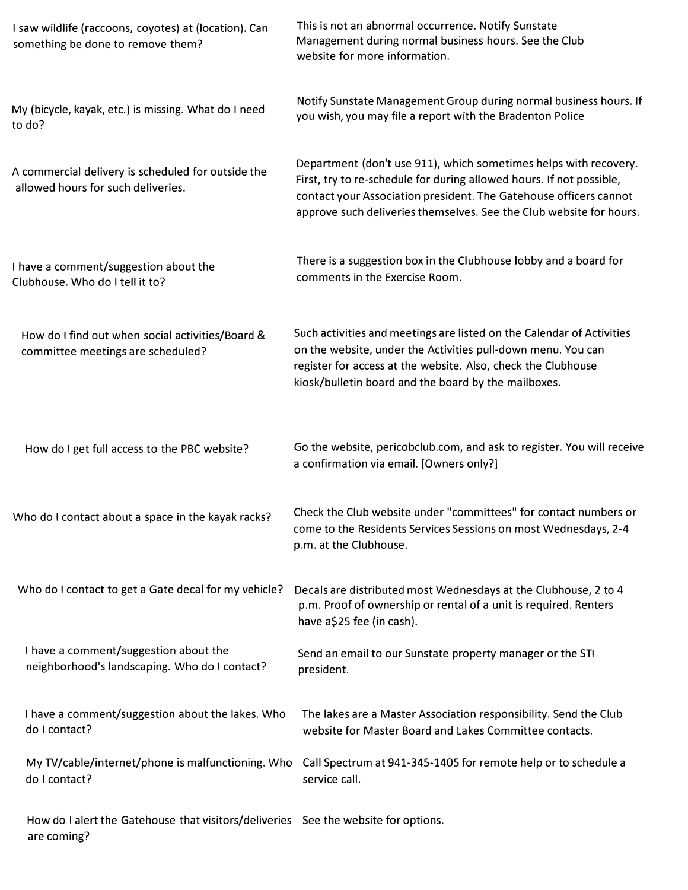| | |
|---|---|
| I saw wildlife (raccoons, coyotes) at (location). Can something be done to remove them? | This is not an abnormal occurrence. Notify Sunstate Management during normal business hours. See the Club website for more information. |
| My (bicycle, kayak, etc.) is missing. What do I need to do? | Notify Sunstate Management Group during normal business hours. If you wish, you may file a report with the Bradenton Police Department (don't use 911), which sometimes helps with recovery. |
| A commercial delivery is scheduled for outside the allowed hours for such deliveries. | First, try to re-schedule for during allowed hours. If not possible, contact your Association president. The Gatehouse officers cannot approve such deliveries themselves. See the Club website for hours. |
| I have a comment/suggestion about the Clubhouse. Who do I tell it to? | There is a suggestion box in the Clubhouse lobby and a board for comments in the Exercise Room. |
| How do I find out when social activities/Board & committee meetings are scheduled? | Such activities and meetings are listed on the Calendar of Activities on the website, under the Activities pull-down menu. You can register for access at the website. Also, check the Clubhouse kiosk/bulletin board and the board by the mailboxes. |
| How do I get full access to the PBC website? | Go the website, pericobclub.com, and ask to register. You will receive a confirmation via email. [Owners only?] |
| Who do I contact about a space in the kayak racks? | Check the Club website under "committees" for contact numbers or come to the Residents Services Sessions on most Wednesdays, 2-4 p.m. at the Clubhouse. |
| Who do I contact to get a Gate decal for my vehicle? | Decals are distributed most Wednesdays at the Clubhouse, 2 to 4 p.m. Proof of ownership or rental of a unit is required. Renters have a$25 fee (in cash). |
| I have a comment/suggestion about the neighborhood's landscaping. Who do I contact? | Send an email to our Sunstate property manager or the STI president. |
| I have a comment/suggestion about the lakes. Who do I contact? | The lakes are a Master Association responsibility. Send the Club website for Master Board and Lakes Committee contacts. |
| My TV/cable/internet/phone is malfunctioning. Who do I contact? | Call Spectrum at 941-345-1405 for remote help or to schedule a service call. |
| How do I alert the Gatehouse that visitors/deliveries are coming? | See the website for options. |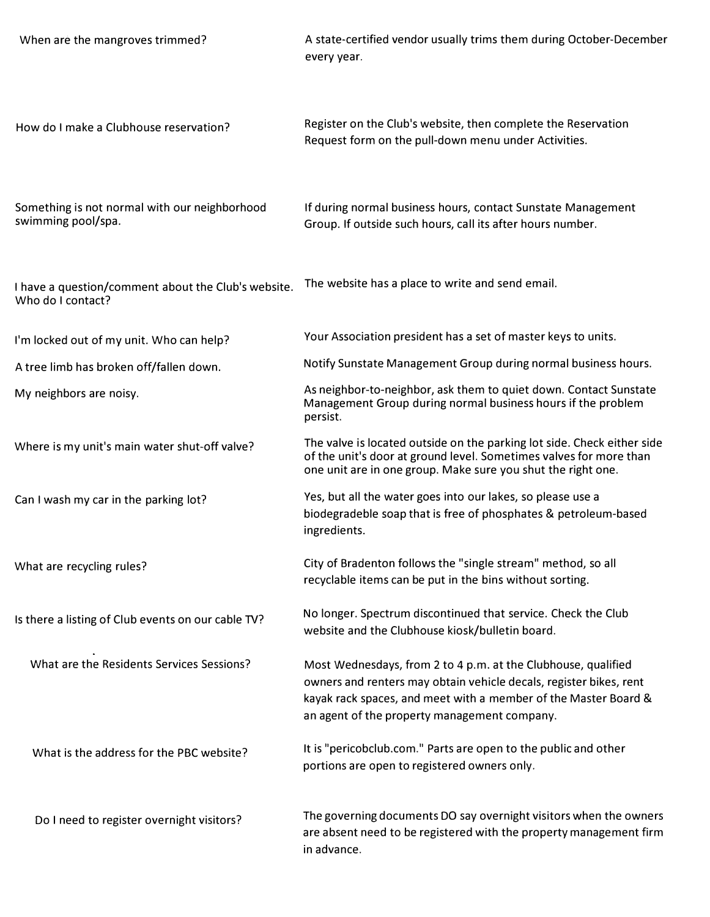| | |
|---|---|
| When are the mangroves trimmed? | A state-certified vendor usually trims them during October-December every year. |
| How do I make a Clubhouse reservation? | Register on the Club's website, then complete the Reservation Request form on the pull-down menu under Activities. |
| Something is not normal with our neighborhood swimming pool/spa. | If during normal business hours, contact Sunstate Management Group. If outside such hours, call its after hours number. |
| I have a question/comment about the Club's website. Who do I contact? | The website has a place to write and send email. |
| I'm locked out of my unit. Who can help? | Your Association president has a set of master keys to units. |
| A tree limb has broken off/fallen down. | Notify Sunstate Management Group during normal business hours. |
| My neighbors are noisy. | As neighbor-to-neighbor, ask them to quiet down. Contact Sunstate Management Group during normal business hours if the problem persist. |
| Where is my unit's main water shut-off valve? | The valve is located outside on the parking lot side. Check either side of the unit's door at ground level. Sometimes valves for more than one unit are in one group. Make sure you shut the right one. |
| Can I wash my car in the parking lot? | Yes, but all the water goes into our lakes, so please use a biodegradeble soap that is free of phosphates & petroleum-based ingredients. |
| What are recycling rules? | City of Bradenton follows the "single stream" method, so all recyclable items can be put in the bins without sorting. |
| Is there a listing of Club events on our cable TV? | No longer. Spectrum discontinued that service. Check the Club website and the Clubhouse kiosk/bulletin board. |
| What are the Residents Services Sessions? | Most Wednesdays, from 2 to 4 p.m. at the Clubhouse, qualified owners and renters may obtain vehicle decals, register bikes, rent kayak rack spaces, and meet with a member of the Master Board & an agent of the property management company. |
| What is the address for the PBC website? | It is "pericobclub.com." Parts are open to the public and other portions are open to registered owners only. |
| Do I need to register overnight visitors? | The governing documents DO say overnight visitors when the owners are absent need to be registered with the property management firm in advance. |